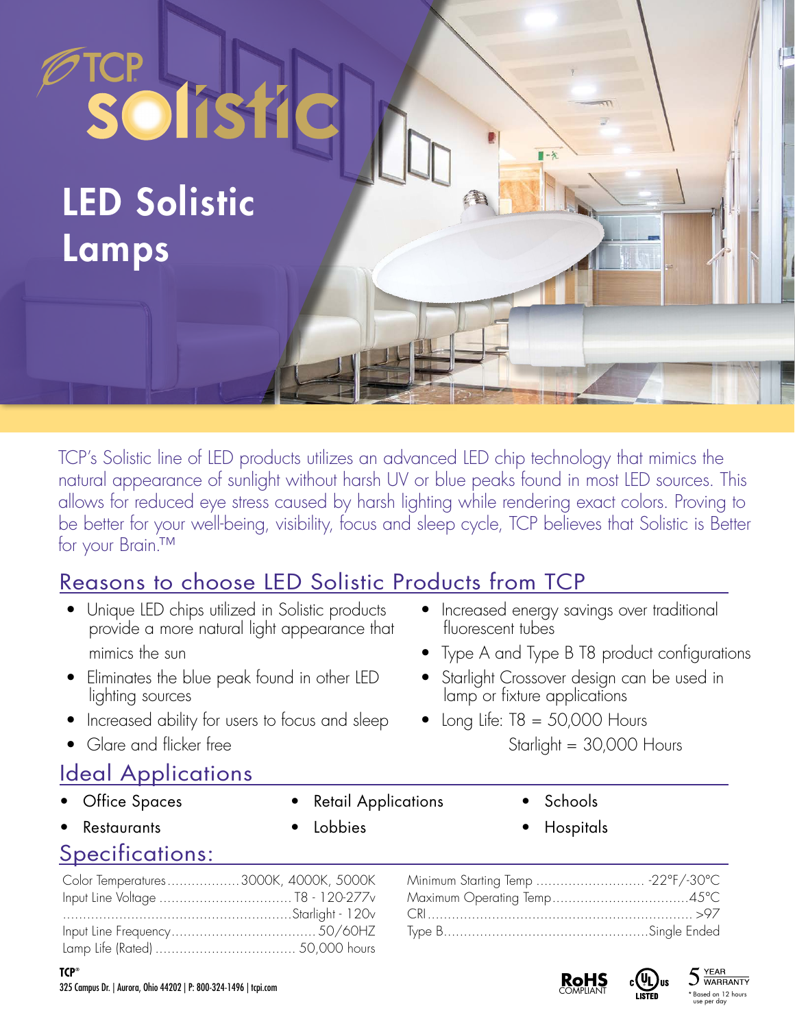TCP solistic

# LED Solistic Lamps

TCP's Solistic line of LED products utilizes an advanced LED chip technology that mimics the natural appearance of sunlight without harsh UV or blue peaks found in most LED sources. This allows for reduced eye stress caused by harsh lighting while rendering exact colors. Proving to be better for your well-being, visibility, focus and sleep cycle, TCP believes that Solistic is Better for your Brain.™

## Reasons to choose LED Solistic Products from TCP

- Unique LED chips utilized in Solistic products provide a more natural light appearance that mimics the sun
- Eliminates the blue peak found in other LED lighting sources
- Increased ability for users to focus and sleep
- Glare and flicker free
- Increased energy savings over traditional fluorescent tubes
- Type A and Type B T8 product configurations
- Starlight Crossover design can be used in lamp or fixture applications
- Long Life: T8 = 50,000 Hours
  Starlight = 30,000 Hours

## Ideal Applications

- Office Spaces
- Restaurants
- Retail Applications
- Lobbies
- Schools
- Hospitals

## Specifications:

| Specification | Value |
|---|---|
| Color Temperatures | 3000K, 4000K, 5000K |
| Input Line Voltage | T8 - 120-277v |
| | Starlight - 120v |
| Input Line Frequency | 50/60HZ |
| Lamp Life (Rated) | 50,000 hours |
| Minimum Starting Temp | -22°F/-30°C |
| Maximum Operating Temp | 45°C |
| CRI | >97 |
| Type B | Single Ended |

TCP®
325 Campus Dr. | Aurora, Ohio 44202 | P: 800-324-1496 | tcpi.com

RoHS COMPLIANT
c UL us LISTED
5 YEAR WARRANTY
* Based on 12 hours use per day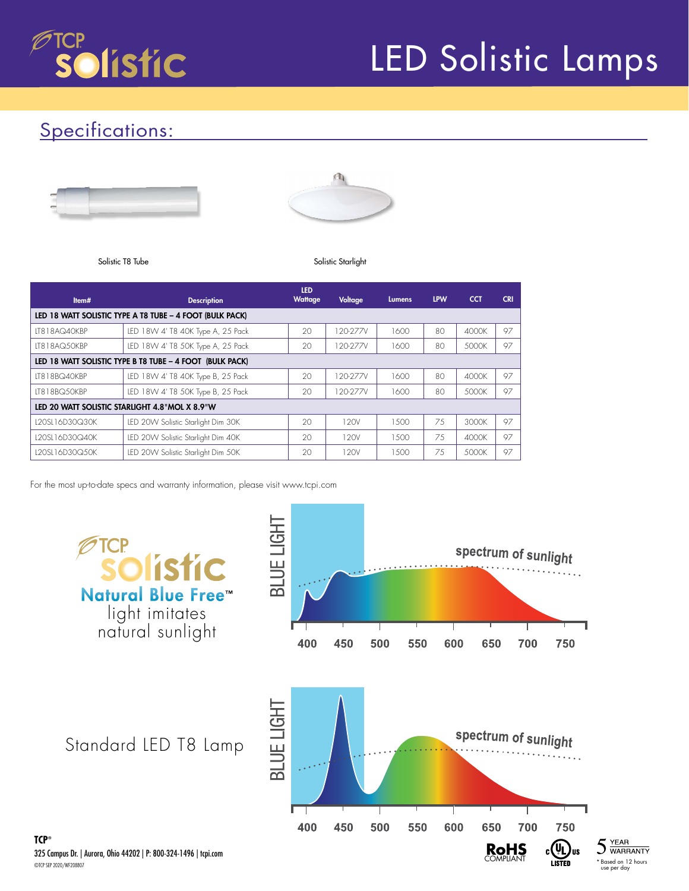# LED Solistic Lamps

## Specifications:

Solistic T8 Tube

Solistic Starlight

| Item# | Description | LED Wattage | Voltage | Lumens | LPW | CCT | CRI |
|---|---|---|---|---|---|---|---|
| **LED 18 WATT SOLISTIC TYPE A T8 TUBE – 4 FOOT (BULK PACK)** | | | | | | | |
| LT818AQ40KBP | LED 18W 4' T8 40K Type A, 25 Pack | 20 | 120-277V | 1600 | 80 | 4000K | 97 |
| LT818AQ50KBP | LED 18W 4' T8 50K Type A, 25 Pack | 20 | 120-277V | 1600 | 80 | 5000K | 97 |
| **LED 18 WATT SOLISTIC TYPE B T8 TUBE – 4 FOOT (BULK PACK)** | | | | | | | |
| LT818BQ40KBP | LED 18W 4' T8 40K Type B, 25 Pack | 20 | 120-277V | 1600 | 80 | 4000K | 97 |
| LT818BQ50KBP | LED 18W 4' T8 50K Type B, 25 Pack | 20 | 120-277V | 1600 | 80 | 5000K | 97 |
| **LED 20 WATT SOLISTIC STARLIGHT 4.8"MOL X 8.9"W** | | | | | | | |
| L20SL16D30Q30K | LED 20W Solistic Starlight Dim 30K | 20 | 120V | 1500 | 75 | 3000K | 97 |
| L20SL16D30Q40K | LED 20W Solistic Starlight Dim 40K | 20 | 120V | 1500 | 75 | 4000K | 97 |
| L20SL16D30Q50K | LED 20W Solistic Starlight Dim 50K | 20 | 120V | 1500 | 75 | 5000K | 97 |

For the most up-to-date specs and warranty information, please visit www.tcpi.com

TCP Solistic
Natural Blue Free™
light imitates natural sunlight

BLUE LIGHT
spectrum of sunlight
400 450 500 550 600 650 700 750

Standard LED T8 Lamp

BLUE LIGHT
spectrum of sunlight
400 450 500 550 600 650 700 750

TCP®
325 Campus Dr. | Aurora, Ohio 44202 | P: 800-324-1496 | tcpi.com
©TCP SEP 2020/WF208807

RoHS COMPLIANT

c UL us LISTED

5 YEAR WARRANTY
* Based on 12 hours use per day